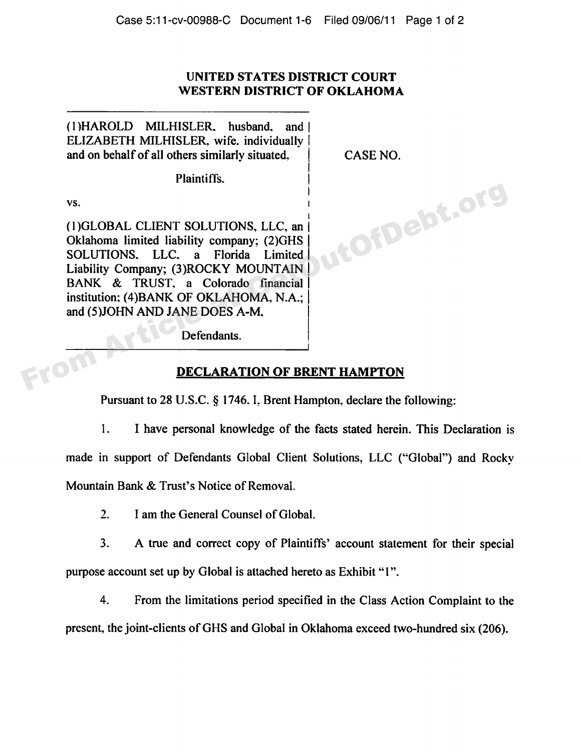**UNITED STATES DISTRICT COURT**
**WESTERN DISTRICT OF OKLAHOMA**

| | |
|---|---|
| (1)HAROLD MILHISLER, husband, and ELIZABETH MILHISLER, wife, individually and on behalf of all others similarly situated,<br><br>Plaintiffs.<br><br>vs.<br><br>(1)GLOBAL CLIENT SOLUTIONS, LLC, an Oklahoma limited liability company; (2)GHS SOLUTIONS, LLC, a Florida Limited Liability Company; (3)ROCKY MOUNTAIN BANK & TRUST, a Colorado financial institution; (4)BANK OF OKLAHOMA, N.A.; and (5)JOHN AND JANE DOES A-M,<br><br>Defendants. | CASE NO. |

## DECLARATION OF BRENT HAMPTON

Pursuant to 28 U.S.C. § 1746, I, Brent Hampton, declare the following:

1. I have personal knowledge of the facts stated herein. This Declaration is made in support of Defendants Global Client Solutions, LLC ("Global") and Rocky Mountain Bank & Trust's Notice of Removal.

2. I am the General Counsel of Global.

3. A true and correct copy of Plaintiffs' account statement for their special purpose account set up by Global is attached hereto as Exhibit "1".

4. From the limitations period specified in the Class Action Complaint to the present, the joint-clients of GHS and Global in Oklahoma exceed two-hundred six (206).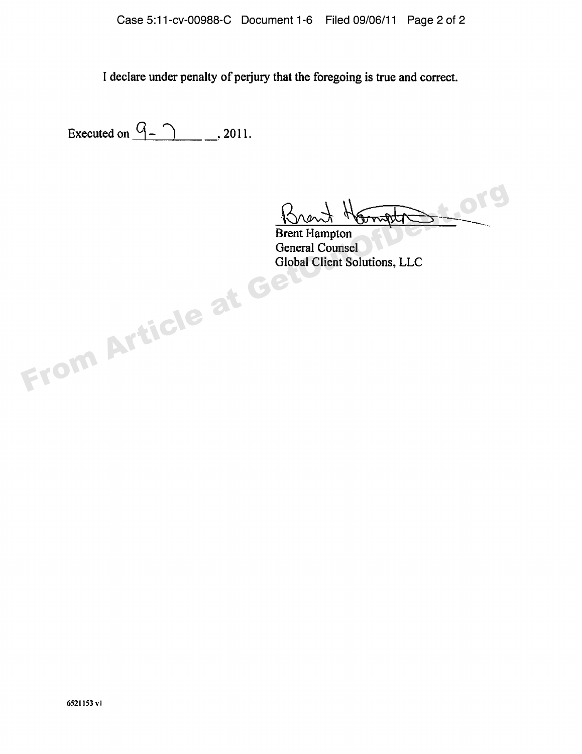I declare under penalty of perjury that the foregoing is true and correct.

Executed on 9-7 ______, 2011.

Brent Hampton
General Counsel
Global Client Solutions, LLC

6521153 v1